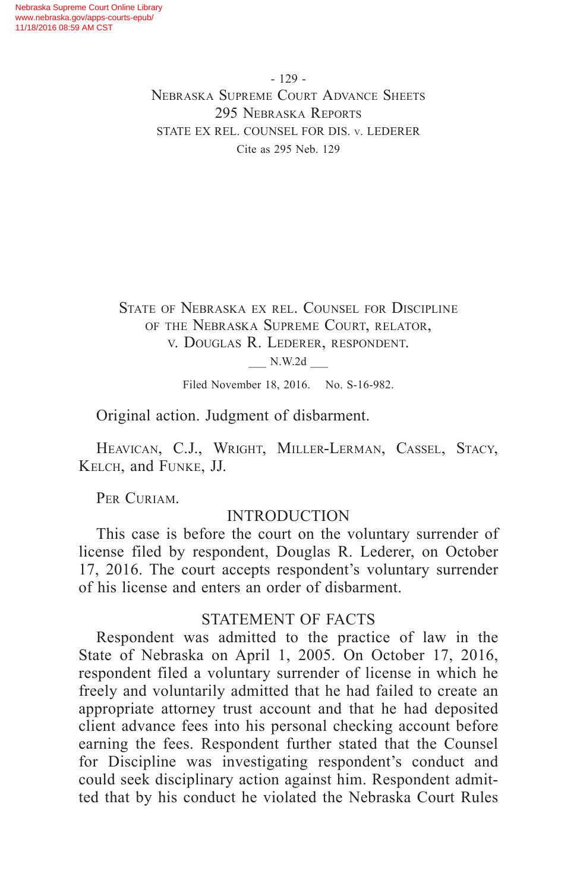State of Nebraska ex rel. Counsel for Discipline of the Nebraska Supreme Court, relator, v. Douglas R. Lederer, respondent.

___ N.W.2d ___

Filed November 18, 2016. No. S-16-982.

Original action. Judgment of disbarment.

Heavican, C.J., Wright, Miller-Lerman, Cassel, Stacy, Kelch, and Funke, JJ.

Per Curiam.

## INTRODUCTION

This case is before the court on the voluntary surrender of license filed by respondent, Douglas R. Lederer, on October 17, 2016. The court accepts respondent's voluntary surrender of his license and enters an order of disbarment.

## STATEMENT OF FACTS

Respondent was admitted to the practice of law in the State of Nebraska on April 1, 2005. On October 17, 2016, respondent filed a voluntary surrender of license in which he freely and voluntarily admitted that he had failed to create an appropriate attorney trust account and that he had deposited client advance fees into his personal checking account before earning the fees. Respondent further stated that the Counsel for Discipline was investigating respondent's conduct and could seek disciplinary action against him. Respondent admitted that by his conduct he violated the Nebraska Court Rules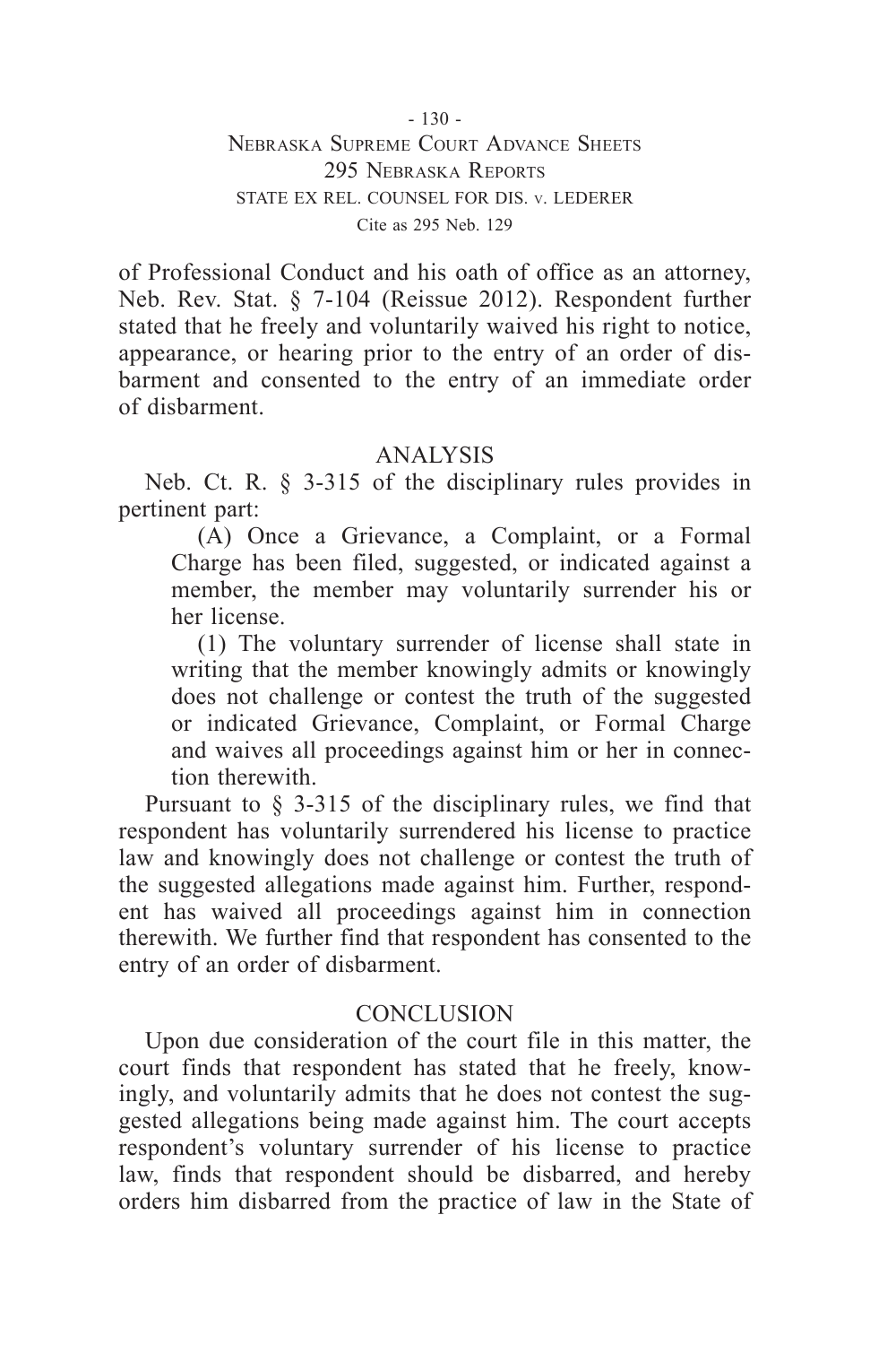of Professional Conduct and his oath of office as an attorney, Neb. Rev. Stat. § 7-104 (Reissue 2012). Respondent further stated that he freely and voluntarily waived his right to notice, appearance, or hearing prior to the entry of an order of disbarment and consented to the entry of an immediate order of disbarment.

## ANALYSIS

Neb. Ct. R. § 3-315 of the disciplinary rules provides in pertinent part:

> (A) Once a Grievance, a Complaint, or a Formal Charge has been filed, suggested, or indicated against a member, the member may voluntarily surrender his or her license.
>
> (1) The voluntary surrender of license shall state in writing that the member knowingly admits or knowingly does not challenge or contest the truth of the suggested or indicated Grievance, Complaint, or Formal Charge and waives all proceedings against him or her in connection therewith.

Pursuant to § 3-315 of the disciplinary rules, we find that respondent has voluntarily surrendered his license to practice law and knowingly does not challenge or contest the truth of the suggested allegations made against him. Further, respondent has waived all proceedings against him in connection therewith. We further find that respondent has consented to the entry of an order of disbarment.

## CONCLUSION

Upon due consideration of the court file in this matter, the court finds that respondent has stated that he freely, knowingly, and voluntarily admits that he does not contest the suggested allegations being made against him. The court accepts respondent's voluntary surrender of his license to practice law, finds that respondent should be disbarred, and hereby orders him disbarred from the practice of law in the State of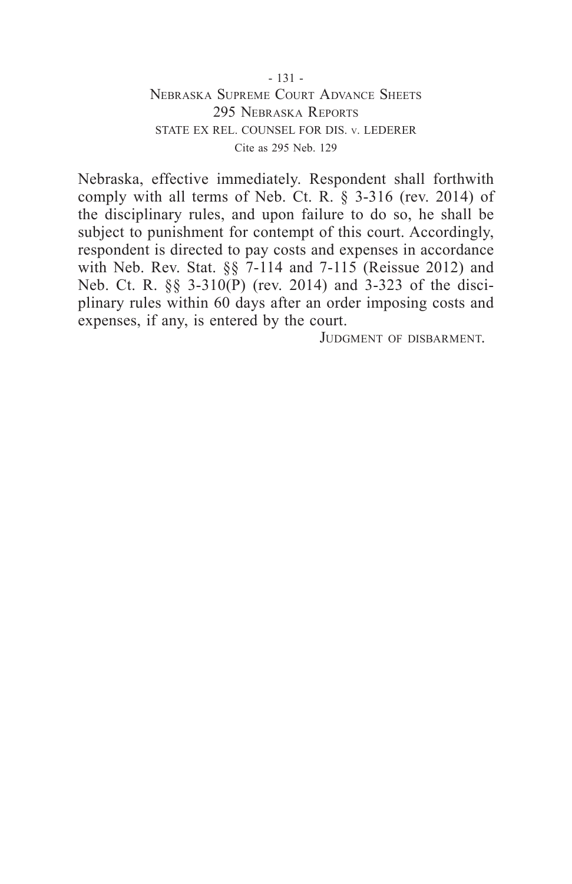Nebraska, effective immediately. Respondent shall forthwith comply with all terms of Neb. Ct. R. § 3-316 (rev. 2014) of the disciplinary rules, and upon failure to do so, he shall be subject to punishment for contempt of this court. Accordingly, respondent is directed to pay costs and expenses in accordance with Neb. Rev. Stat. §§ 7-114 and 7-115 (Reissue 2012) and Neb. Ct. R. §§ 3-310(P) (rev. 2014) and 3-323 of the disciplinary rules within 60 days after an order imposing costs and expenses, if any, is entered by the court.

Judgment of disbarment.